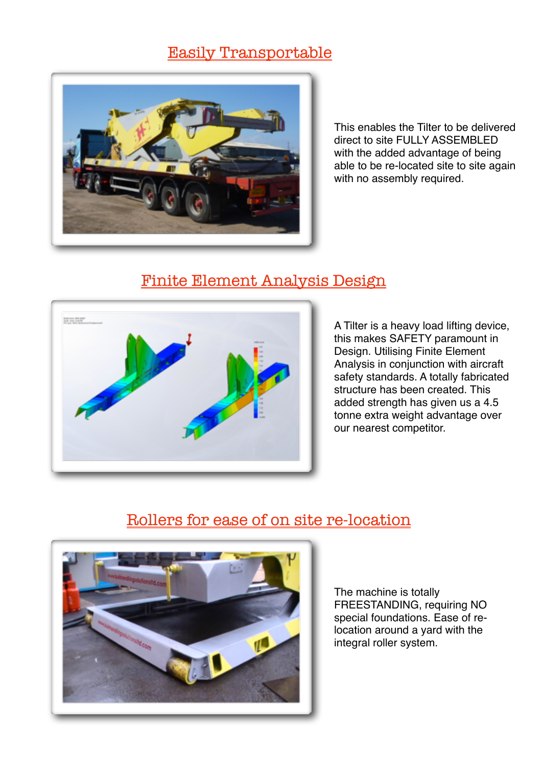## Easily Transportable

This enables the Tilter to be delivered direct to site FULLY ASSEMBLED with the added advantage of being able to be re-located site to site again with no assembly required.

## Finite Element Analysis Design

A Tilter is a heavy load lifting device, this makes SAFETY paramount in Design. Utilising Finite Element Analysis in conjunction with aircraft safety standards. A totally fabricated structure has been created. This added strength has given us a 4.5 tonne extra weight advantage over our nearest competitor.

## Rollers for ease of on site re-location

The machine is totally FREESTANDING, requiring NO special foundations. Ease of re-location around a yard with the integral roller system.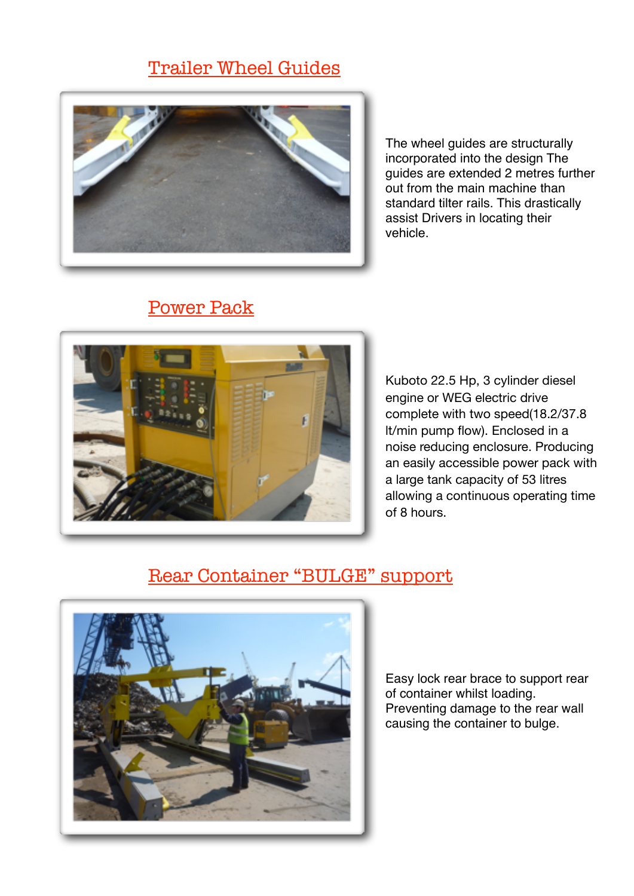## Trailer Wheel Guides

The wheel guides are structurally incorporated into the design The guides are extended 2 metres further out from the main machine than standard tilter rails. This drastically assist Drivers in locating their vehicle.

## Power Pack

Kuboto 22.5 Hp, 3 cylinder diesel engine or WEG electric drive complete with two speed(18.2/37.8 lt/min pump flow). Enclosed in a noise reducing enclosure. Producing an easily accessible power pack with a large tank capacity of 53 litres allowing a continuous operating time of 8 hours.

## Rear Container "BULGE" support

Easy lock rear brace to support rear of container whilst loading. Preventing damage to the rear wall causing the container to bulge.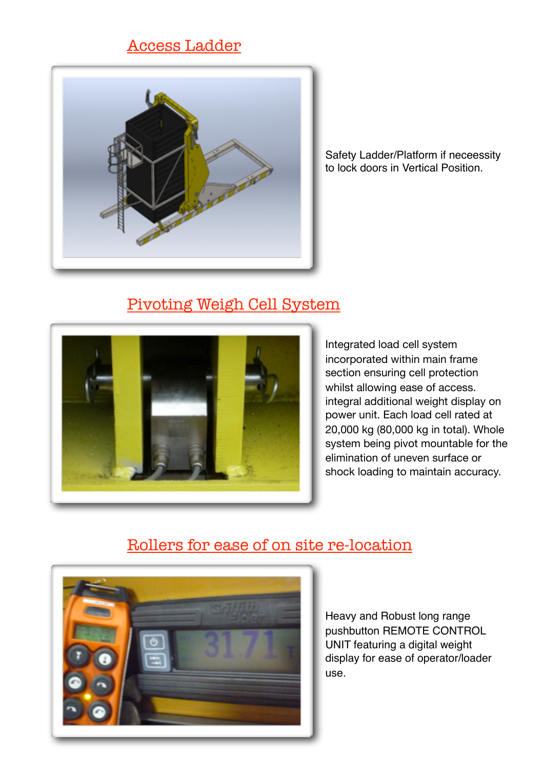## Access Ladder

Safety Ladder/Platform if neceessity to lock doors in Vertical Position.

## Pivoting Weigh Cell System

Integrated load cell system incorporated within main frame section ensuring cell protection whilst allowing ease of access. integral additional weight display on power unit. Each load cell rated at 20,000 kg (80,000 kg in total). Whole system being pivot mountable for the elimination of uneven surface or shock loading to maintain accuracy.

## Rollers for ease of on site re-location

Heavy and Robust long range pushbutton REMOTE CONTROL UNIT featuring a digital weight display for ease of operator/loader use.